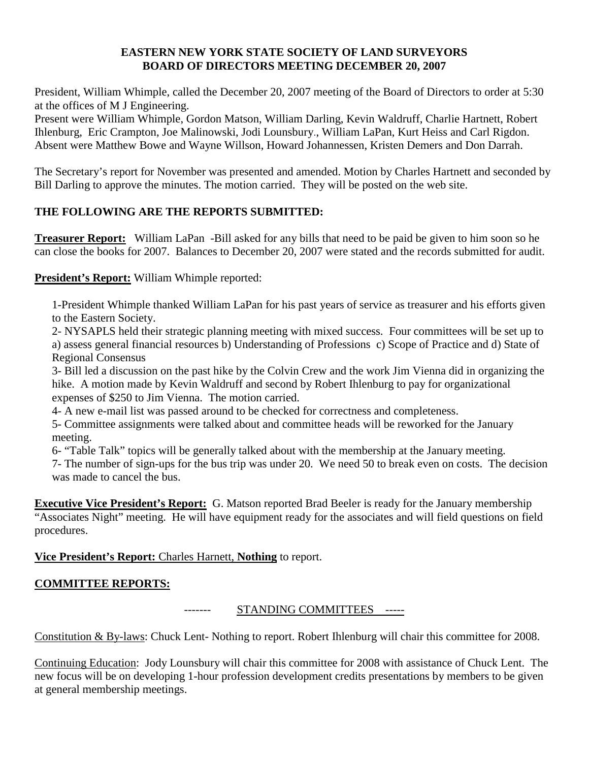**EASTERN NEW YORK STATE SOCIETY OF LAND SURVEYORS**
**BOARD OF DIRECTORS MEETING DECEMBER 20, 2007**

President, William Whimple, called the December 20, 2007 meeting of the Board of Directors to order at 5:30 at the offices of M J Engineering.
Present were William Whimple, Gordon Matson, William Darling, Kevin Waldruff, Charlie Hartnett, Robert Ihlenburg, Eric Crampton, Joe Malinowski, Jodi Lounsbury., William LaPan, Kurt Heiss and Carl Rigdon. Absent were Matthew Bowe and Wayne Willson, Howard Johannessen, Kristen Demers and Don Darrah.

The Secretary's report for November was presented and amended. Motion by Charles Hartnett and seconded by Bill Darling to approve the minutes. The motion carried. They will be posted on the web site.

**THE FOLLOWING ARE THE REPORTS SUBMITTED:**

**Treasurer Report:** William LaPan -Bill asked for any bills that need to be paid be given to him soon so he can close the books for 2007. Balances to December 20, 2007 were stated and the records submitted for audit.

**President's Report:** William Whimple reported:

1-President Whimple thanked William LaPan for his past years of service as treasurer and his efforts given to the Eastern Society.
2- NYSAPLS held their strategic planning meeting with mixed success. Four committees will be set up to a) assess general financial resources b) Understanding of Professions c) Scope of Practice and d) State of Regional Consensus
3- Bill led a discussion on the past hike by the Colvin Crew and the work Jim Vienna did in organizing the hike. A motion made by Kevin Waldruff and second by Robert Ihlenburg to pay for organizational expenses of $250 to Jim Vienna. The motion carried.
4- A new e-mail list was passed around to be checked for correctness and completeness.
5- Committee assignments were talked about and committee heads will be reworked for the January meeting.
6- "Table Talk" topics will be generally talked about with the membership at the January meeting.
7- The number of sign-ups for the bus trip was under 20. We need 50 to break even on costs. The decision was made to cancel the bus.

**Executive Vice President's Report:** G. Matson reported Brad Beeler is ready for the January membership "Associates Night" meeting. He will have equipment ready for the associates and will field questions on field procedures.

**Vice President's Report:** Charles Harnett, **Nothing** to report.

**COMMITTEE REPORTS:**

------- STANDING COMMITTEES -----

Constitution & By-laws: Chuck Lent- Nothing to report. Robert Ihlenburg will chair this committee for 2008.

Continuing Education: Jody Lounsbury will chair this committee for 2008 with assistance of Chuck Lent. The new focus will be on developing 1-hour profession development credits presentations by members to be given at general membership meetings.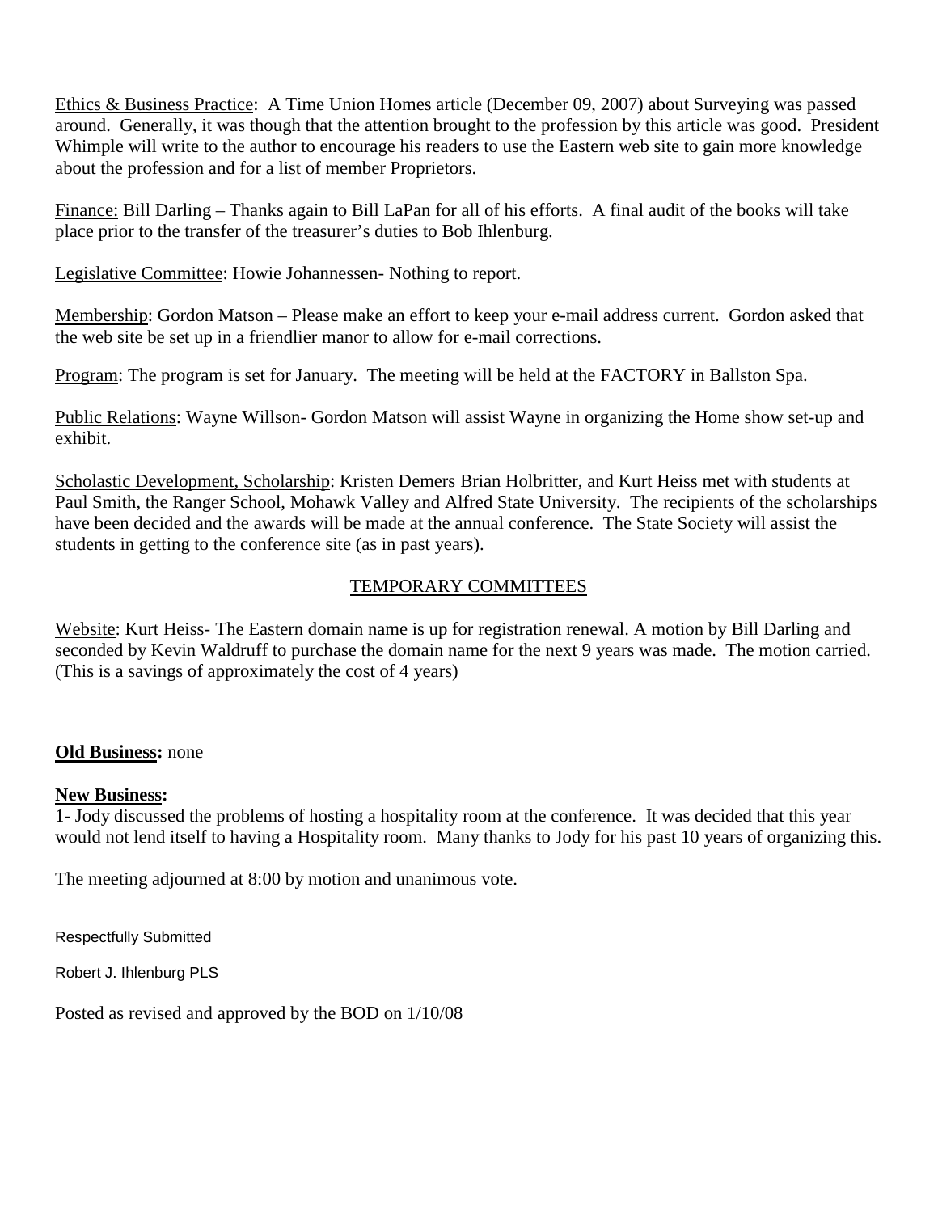Ethics & Business Practice: A Time Union Homes article (December 09, 2007) about Surveying was passed around. Generally, it was though that the attention brought to the profession by this article was good. President Whimple will write to the author to encourage his readers to use the Eastern web site to gain more knowledge about the profession and for a list of member Proprietors.

Finance: Bill Darling – Thanks again to Bill LaPan for all of his efforts. A final audit of the books will take place prior to the transfer of the treasurer's duties to Bob Ihlenburg.

Legislative Committee: Howie Johannessen- Nothing to report.

Membership: Gordon Matson – Please make an effort to keep your e-mail address current. Gordon asked that the web site be set up in a friendlier manor to allow for e-mail corrections.

Program: The program is set for January. The meeting will be held at the FACTORY in Ballston Spa.

Public Relations: Wayne Willson- Gordon Matson will assist Wayne in organizing the Home show set-up and exhibit.

Scholastic Development, Scholarship: Kristen Demers Brian Holbritter, and Kurt Heiss met with students at Paul Smith, the Ranger School, Mohawk Valley and Alfred State University. The recipients of the scholarships have been decided and the awards will be made at the annual conference. The State Society will assist the students in getting to the conference site (as in past years).

## TEMPORARY COMMITTEES

Website: Kurt Heiss- The Eastern domain name is up for registration renewal. A motion by Bill Darling and seconded by Kevin Waldruff to purchase the domain name for the next 9 years was made. The motion carried. (This is a savings of approximately the cost of 4 years)

**Old Business:** none

**New Business:**
1- Jody discussed the problems of hosting a hospitality room at the conference. It was decided that this year would not lend itself to having a Hospitality room. Many thanks to Jody for his past 10 years of organizing this.

The meeting adjourned at 8:00 by motion and unanimous vote.

Respectfully Submitted

Robert J. Ihlenburg PLS

Posted as revised and approved by the BOD on 1/10/08